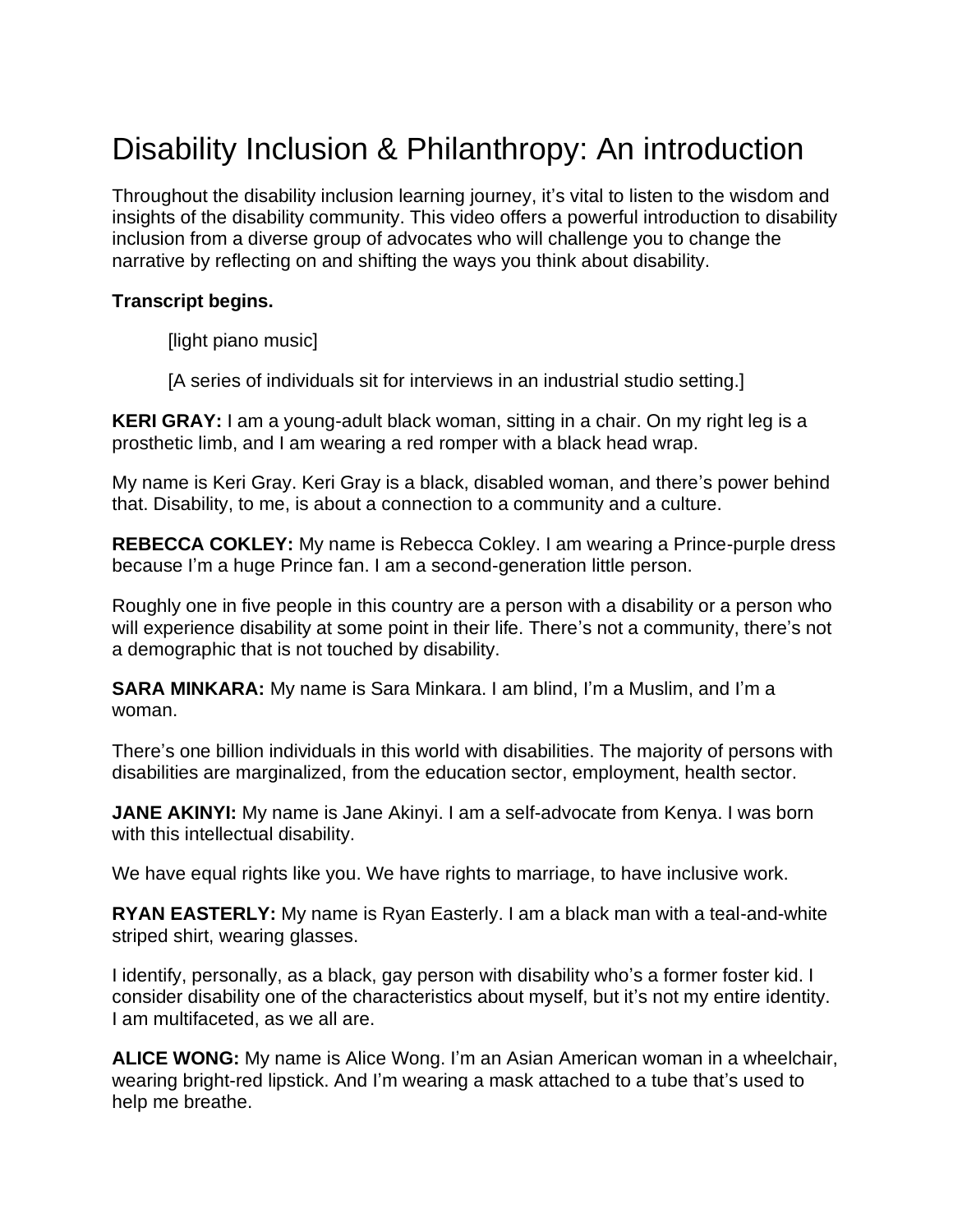# Disability Inclusion & Philanthropy: An introduction

Throughout the disability inclusion learning journey, it's vital to listen to the wisdom and insights of the disability community. This video offers a powerful introduction to disability inclusion from a diverse group of advocates who will challenge you to change the narrative by reflecting on and shifting the ways you think about disability.

**Transcript begins.**

> [light piano music]
>
> [A series of individuals sit for interviews in an industrial studio setting.]

**KERI GRAY:** I am a young-adult black woman, sitting in a chair. On my right leg is a prosthetic limb, and I am wearing a red romper with a black head wrap.

My name is Keri Gray. Keri Gray is a black, disabled woman, and there's power behind that. Disability, to me, is about a connection to a community and a culture.

**REBECCA COKLEY:** My name is Rebecca Cokley. I am wearing a Prince-purple dress because I'm a huge Prince fan. I am a second-generation little person.

Roughly one in five people in this country are a person with a disability or a person who will experience disability at some point in their life. There's not a community, there's not a demographic that is not touched by disability.

**SARA MINKARA:** My name is Sara Minkara. I am blind, I'm a Muslim, and I'm a woman.

There's one billion individuals in this world with disabilities. The majority of persons with disabilities are marginalized, from the education sector, employment, health sector.

**JANE AKINYI:** My name is Jane Akinyi. I am a self-advocate from Kenya. I was born with this intellectual disability.

We have equal rights like you. We have rights to marriage, to have inclusive work.

**RYAN EASTERLY:** My name is Ryan Easterly. I am a black man with a teal-and-white striped shirt, wearing glasses.

I identify, personally, as a black, gay person with disability who's a former foster kid. I consider disability one of the characteristics about myself, but it's not my entire identity. I am multifaceted, as we all are.

**ALICE WONG:** My name is Alice Wong. I'm an Asian American woman in a wheelchair, wearing bright-red lipstick. And I'm wearing a mask attached to a tube that's used to help me breathe.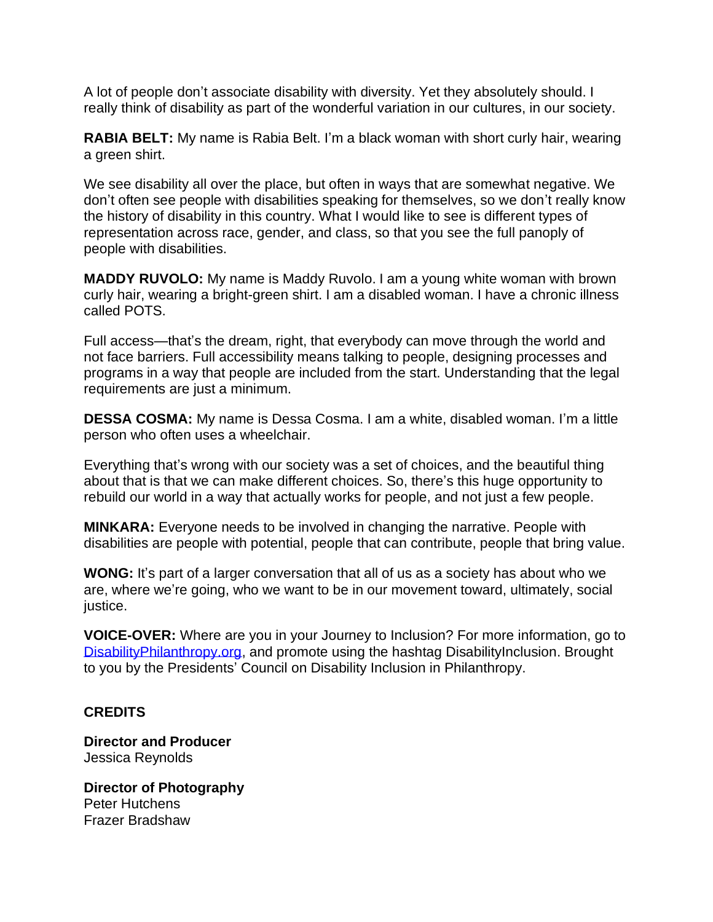A lot of people don't associate disability with diversity. Yet they absolutely should. I really think of disability as part of the wonderful variation in our cultures, in our society.

**RABIA BELT:** My name is Rabia Belt. I'm a black woman with short curly hair, wearing a green shirt.

We see disability all over the place, but often in ways that are somewhat negative. We don't often see people with disabilities speaking for themselves, so we don't really know the history of disability in this country. What I would like to see is different types of representation across race, gender, and class, so that you see the full panoply of people with disabilities.

**MADDY RUVOLO:** My name is Maddy Ruvolo. I am a young white woman with brown curly hair, wearing a bright-green shirt. I am a disabled woman. I have a chronic illness called POTS.

Full access—that's the dream, right, that everybody can move through the world and not face barriers. Full accessibility means talking to people, designing processes and programs in a way that people are included from the start. Understanding that the legal requirements are just a minimum.

**DESSA COSMA:** My name is Dessa Cosma. I am a white, disabled woman. I'm a little person who often uses a wheelchair.

Everything that's wrong with our society was a set of choices, and the beautiful thing about that is that we can make different choices. So, there's this huge opportunity to rebuild our world in a way that actually works for people, and not just a few people.

**MINKARA:** Everyone needs to be involved in changing the narrative. People with disabilities are people with potential, people that can contribute, people that bring value.

**WONG:** It's part of a larger conversation that all of us as a society has about who we are, where we're going, who we want to be in our movement toward, ultimately, social justice.

**VOICE-OVER:** Where are you in your Journey to Inclusion? For more information, go to [DisabilityPhilanthropy.org](DisabilityPhilanthropy.org), and promote using the hashtag DisabilityInclusion. Brought to you by the Presidents' Council on Disability Inclusion in Philanthropy.

**CREDITS**

**Director and Producer**
Jessica Reynolds

**Director of Photography**
Peter Hutchens
Frazer Bradshaw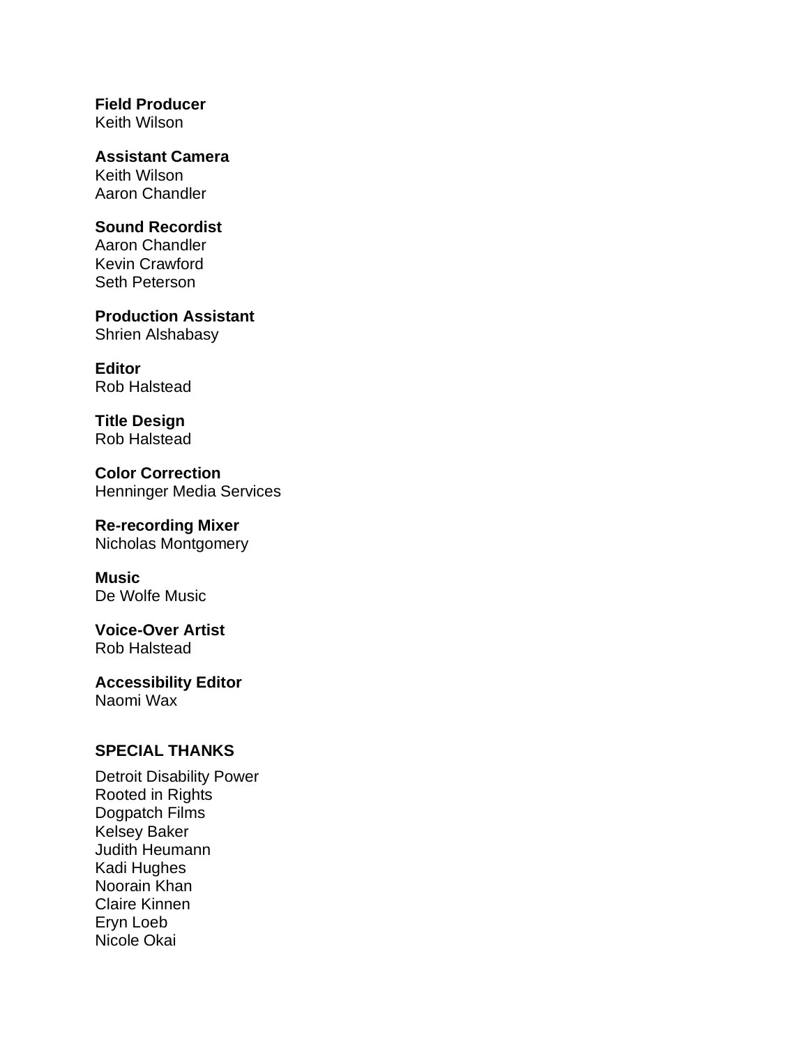**Field Producer**
Keith Wilson

**Assistant Camera**
Keith Wilson
Aaron Chandler

**Sound Recordist**
Aaron Chandler
Kevin Crawford
Seth Peterson

**Production Assistant**
Shrien Alshabasy

**Editor**
Rob Halstead

**Title Design**
Rob Halstead

**Color Correction**
Henninger Media Services

**Re-recording Mixer**
Nicholas Montgomery

**Music**
De Wolfe Music

**Voice-Over Artist**
Rob Halstead

**Accessibility Editor**
Naomi Wax

**SPECIAL THANKS**

Detroit Disability Power
Rooted in Rights
Dogpatch Films
Kelsey Baker
Judith Heumann
Kadi Hughes
Noorain Khan
Claire Kinnen
Eryn Loeb
Nicole Okai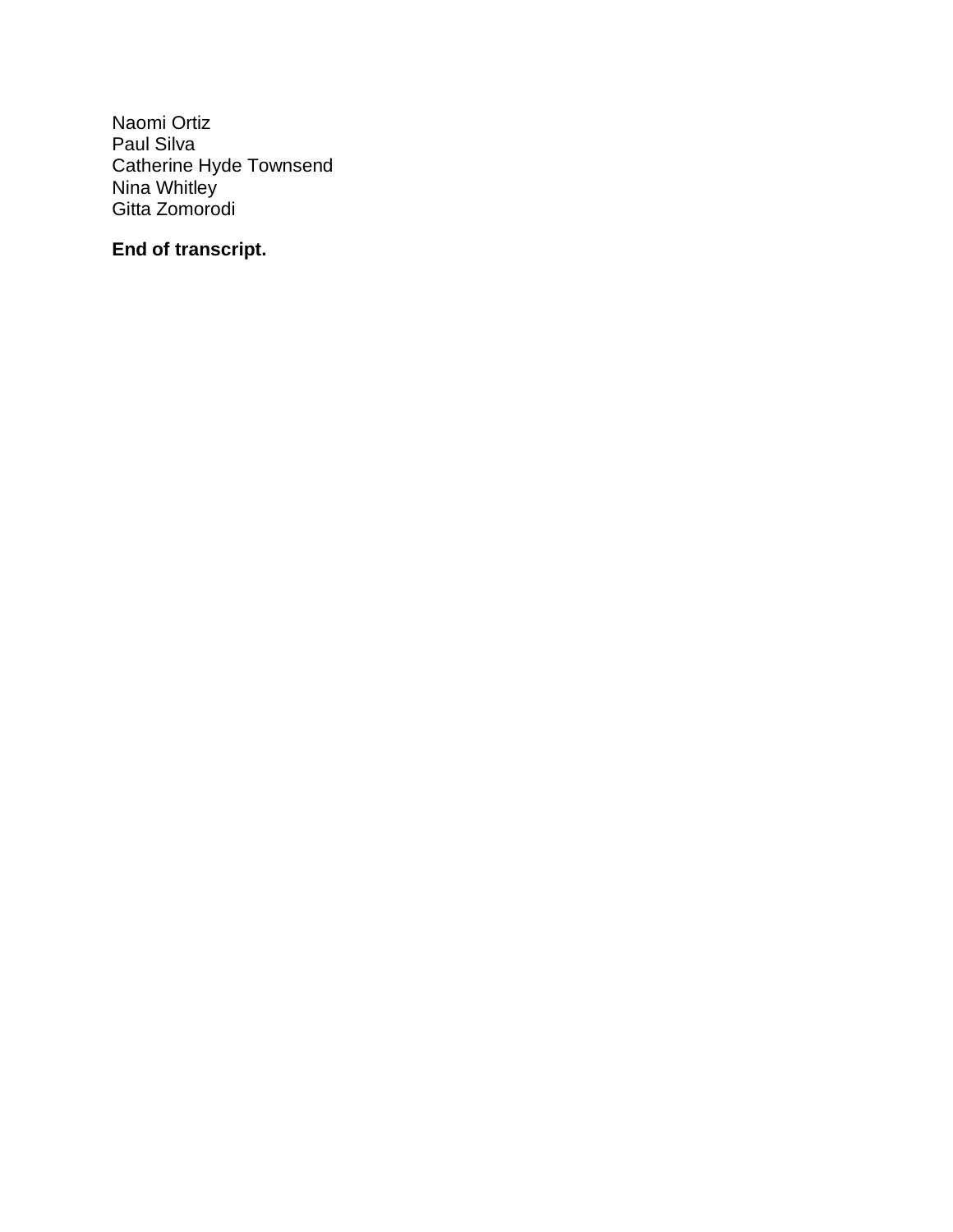Naomi Ortiz
Paul Silva
Catherine Hyde Townsend
Nina Whitley
Gitta Zomorodi

**End of transcript.**